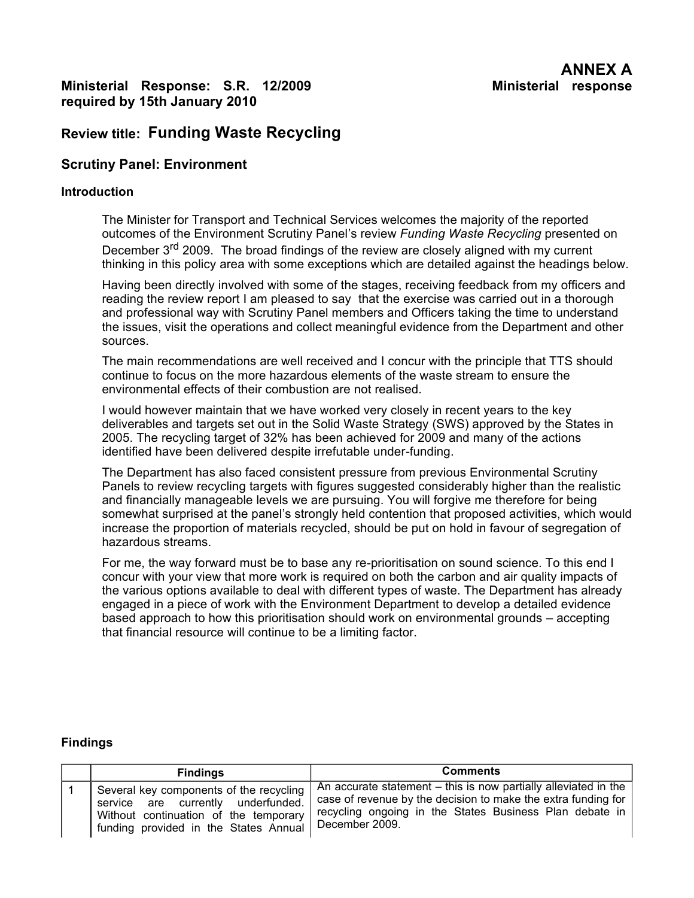## ANNEX A

**Ministerial Response: S.R. 12/2009 required by 15th January 2010** **Ministerial response**

**Review title: Funding Waste Recycling**

**Scrutiny Panel: Environment**

### Introduction

The Minister for Transport and Technical Services welcomes the majority of the reported outcomes of the Environment Scrutiny Panel's review *Funding Waste Recycling* presented on December 3rd 2009. The broad findings of the review are closely aligned with my current thinking in this policy area with some exceptions which are detailed against the headings below.

Having been directly involved with some of the stages, receiving feedback from my officers and reading the review report I am pleased to say that the exercise was carried out in a thorough and professional way with Scrutiny Panel members and Officers taking the time to understand the issues, visit the operations and collect meaningful evidence from the Department and other sources.

The main recommendations are well received and I concur with the principle that TTS should continue to focus on the more hazardous elements of the waste stream to ensure the environmental effects of their combustion are not realised.

I would however maintain that we have worked very closely in recent years to the key deliverables and targets set out in the Solid Waste Strategy (SWS) approved by the States in 2005. The recycling target of 32% has been achieved for 2009 and many of the actions identified have been delivered despite irrefutable under-funding.

The Department has also faced consistent pressure from previous Environmental Scrutiny Panels to review recycling targets with figures suggested considerably higher than the realistic and financially manageable levels we are pursuing. You will forgive me therefore for being somewhat surprised at the panel's strongly held contention that proposed activities, which would increase the proportion of materials recycled, should be put on hold in favour of segregation of hazardous streams.

For me, the way forward must be to base any re-prioritisation on sound science. To this end I concur with your view that more work is required on both the carbon and air quality impacts of the various options available to deal with different types of waste. The Department has already engaged in a piece of work with the Environment Department to develop a detailed evidence based approach to how this prioritisation should work on environmental grounds – accepting that financial resource will continue to be a limiting factor.

### Findings

| | Findings | Comments |
|---|---|---|
| 1 | Several key components of the recycling service are currently underfunded. Without continuation of the temporary funding provided in the States Annual | An accurate statement – this is now partially alleviated in the case of revenue by the decision to make the extra funding for recycling ongoing in the States Business Plan debate in December 2009. |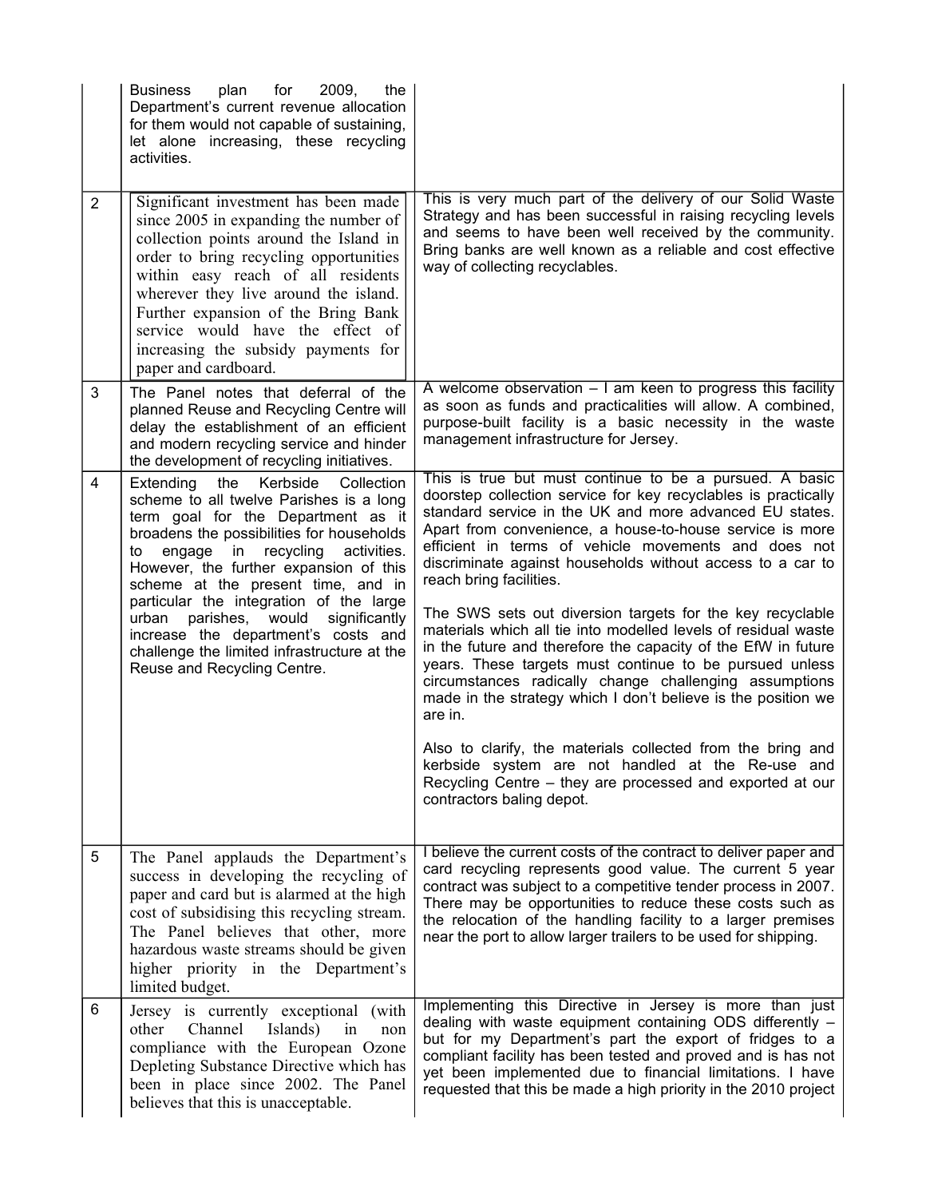|   |   |   |
|---|---|---|
|   | Business plan for 2009, the Department's current revenue allocation for them would not capable of sustaining, let alone increasing, these recycling activities. |   |
| 2 | Significant investment has been made since 2005 in expanding the number of collection points around the Island in order to bring recycling opportunities within easy reach of all residents wherever they live around the island. Further expansion of the Bring Bank service would have the effect of increasing the subsidy payments for paper and cardboard. | This is very much part of the delivery of our Solid Waste Strategy and has been successful in raising recycling levels and seems to have been well received by the community. Bring banks are well known as a reliable and cost effective way of collecting recyclables. |
| 3 | The Panel notes that deferral of the planned Reuse and Recycling Centre will delay the establishment of an efficient and modern recycling service and hinder the development of recycling initiatives. | A welcome observation – I am keen to progress this facility as soon as funds and practicalities will allow. A combined, purpose-built facility is a basic necessity in the waste management infrastructure for Jersey. |
| 4 | Extending the Kerbside Collection scheme to all twelve Parishes is a long term goal for the Department as it broadens the possibilities for households to engage in recycling activities. However, the further expansion of this scheme at the present time, and in particular the integration of the large urban parishes, would significantly increase the department's costs and challenge the limited infrastructure at the Reuse and Recycling Centre. | This is true but must continue to be a pursued. A basic doorstep collection service for key recyclables is practically standard service in the UK and more advanced EU states. Apart from convenience, a house-to-house service is more efficient in terms of vehicle movements and does not discriminate against households without access to a car to reach bring facilities.<br><br>The SWS sets out diversion targets for the key recyclable materials which all tie into modelled levels of residual waste in the future and therefore the capacity of the EfW in future years. These targets must continue to be pursued unless circumstances radically change challenging assumptions made in the strategy which I don't believe is the position we are in.<br><br>Also to clarify, the materials collected from the bring and kerbside system are not handled at the Re-use and Recycling Centre – they are processed and exported at our contractors baling depot. |
| 5 | The Panel applauds the Department's success in developing the recycling of paper and card but is alarmed at the high cost of subsidising this recycling stream. The Panel believes that other, more hazardous waste streams should be given higher priority in the Department's limited budget. | I believe the current costs of the contract to deliver paper and card recycling represents good value. The current 5 year contract was subject to a competitive tender process in 2007. There may be opportunities to reduce these costs such as the relocation of the handling facility to a larger premises near the port to allow larger trailers to be used for shipping. |
| 6 | Jersey is currently exceptional (with other Channel Islands) in non compliance with the European Ozone Depleting Substance Directive which has been in place since 2002. The Panel believes that this is unacceptable. | Implementing this Directive in Jersey is more than just dealing with waste equipment containing ODS differently – but for my Department's part the export of fridges to a compliant facility has been tested and proved and is has not yet been implemented due to financial limitations. I have requested that this be made a high priority in the 2010 project |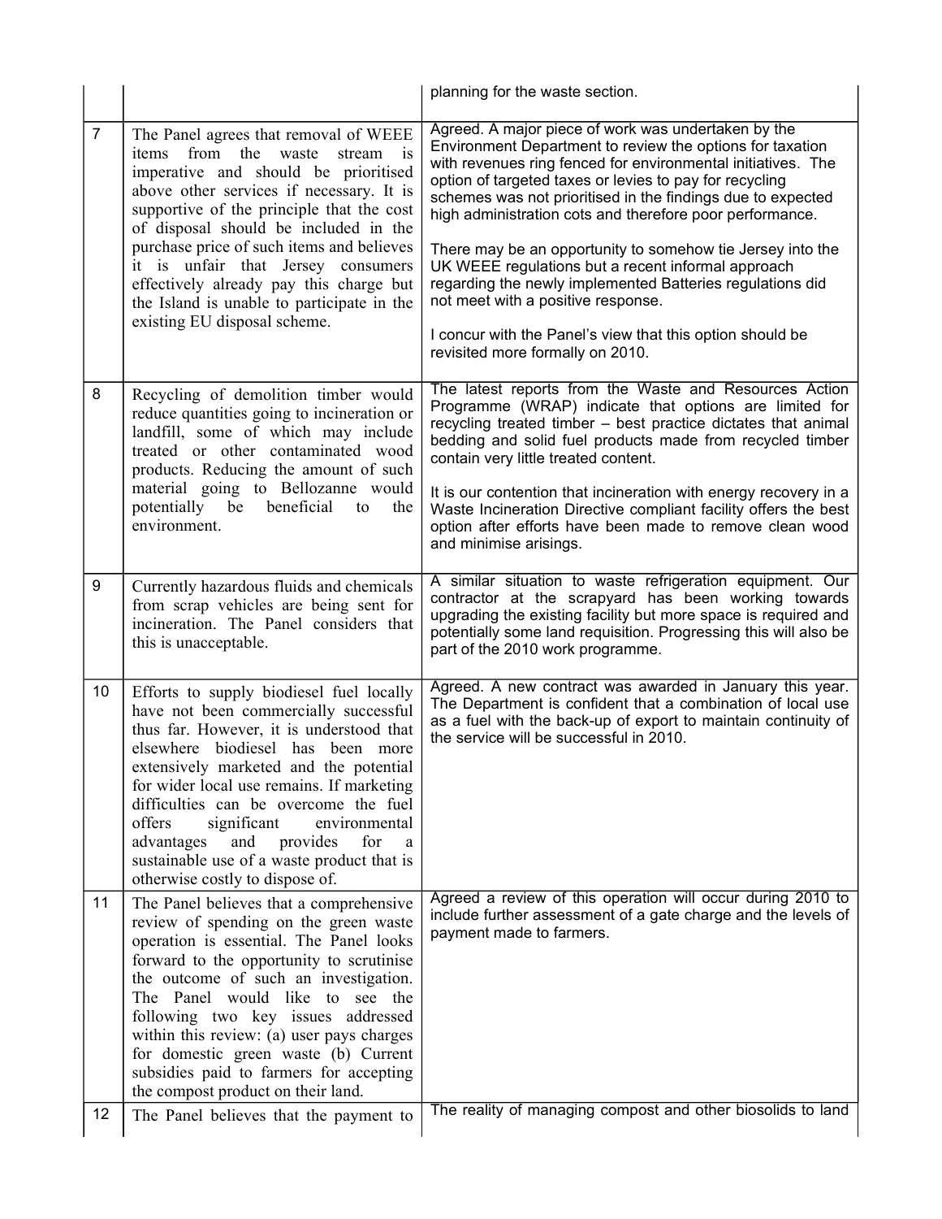| | | |
|---|---|---|
| | | planning for the waste section. |
| 7 | The Panel agrees that removal of WEEE items from the waste stream is imperative and should be prioritised above other services if necessary. It is supportive of the principle that the cost of disposal should be included in the purchase price of such items and believes it is unfair that Jersey consumers effectively already pay this charge but the Island is unable to participate in the existing EU disposal scheme. | Agreed. A major piece of work was undertaken by the Environment Department to review the options for taxation with revenues ring fenced for environmental initiatives. The option of targeted taxes or levies to pay for recycling schemes was not prioritised in the findings due to expected high administration cots and therefore poor performance.<br><br>There may be an opportunity to somehow tie Jersey into the UK WEEE regulations but a recent informal approach regarding the newly implemented Batteries regulations did not meet with a positive response.<br><br>I concur with the Panel's view that this option should be revisited more formally on 2010. |
| 8 | Recycling of demolition timber would reduce quantities going to incineration or landfill, some of which may include treated or other contaminated wood products. Reducing the amount of such material going to Bellozanne would potentially be beneficial to the environment. | The latest reports from the Waste and Resources Action Programme (WRAP) indicate that options are limited for recycling treated timber – best practice dictates that animal bedding and solid fuel products made from recycled timber contain very little treated content.<br><br>It is our contention that incineration with energy recovery in a Waste Incineration Directive compliant facility offers the best option after efforts have been made to remove clean wood and minimise arisings. |
| 9 | Currently hazardous fluids and chemicals from scrap vehicles are being sent for incineration. The Panel considers that this is unacceptable. | A similar situation to waste refrigeration equipment. Our contractor at the scrapyard has been working towards upgrading the existing facility but more space is required and potentially some land requisition. Progressing this will also be part of the 2010 work programme. |
| 10 | Efforts to supply biodiesel fuel locally have not been commercially successful thus far. However, it is understood that elsewhere biodiesel has been more extensively marketed and the potential for wider local use remains. If marketing difficulties can be overcome the fuel offers significant environmental advantages and provides for a sustainable use of a waste product that is otherwise costly to dispose of. | Agreed. A new contract was awarded in January this year. The Department is confident that a combination of local use as a fuel with the back-up of export to maintain continuity of the service will be successful in 2010. |
| 11 | The Panel believes that a comprehensive review of spending on the green waste operation is essential. The Panel looks forward to the opportunity to scrutinise the outcome of such an investigation. The Panel would like to see the following two key issues addressed within this review: (a) user pays charges for domestic green waste (b) Current subsidies paid to farmers for accepting the compost product on their land. | Agreed a review of this operation will occur during 2010 to include further assessment of a gate charge and the levels of payment made to farmers. |
| 12 | The Panel believes that the payment to | The reality of managing compost and other biosolids to land |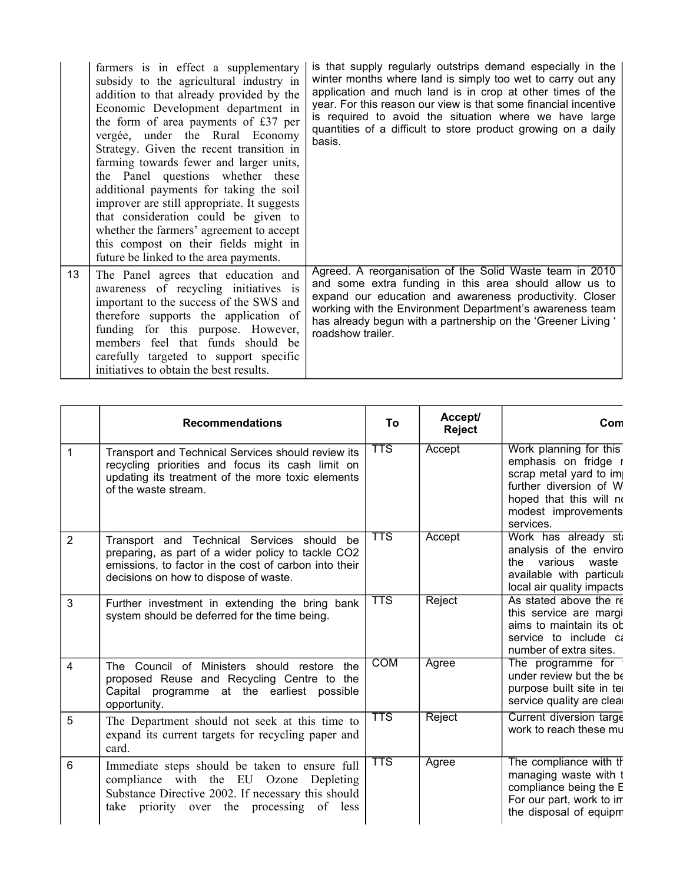| | | |
|---|---|---|
| | farmers is in effect a supplementary subsidy to the agricultural industry in addition to that already provided by the Economic Development department in the form of area payments of £37 per vergée, under the Rural Economy Strategy. Given the recent transition in farming towards fewer and larger units, the Panel questions whether these additional payments for taking the soil improver are still appropriate. It suggests that consideration could be given to whether the farmers' agreement to accept this compost on their fields might in future be linked to the area payments. | is that supply regularly outstrips demand especially in the winter months where land is simply too wet to carry out any application and much land is in crop at other times of the year. For this reason our view is that some financial incentive is required to avoid the situation where we have large quantities of a difficult to store product growing on a daily basis. |
| 13 | The Panel agrees that education and awareness of recycling initiatives is important to the success of the SWS and therefore supports the application of funding for this purpose. However, members feel that funds should be carefully targeted to support specific initiatives to obtain the best results. | Agreed. A reorganisation of the Solid Waste team in 2010 and some extra funding in this area should allow us to expand our education and awareness productivity. Closer working with the Environment Department's awareness team has already begun with a partnership on the 'Greener Living ' roadshow trailer. |

| | Recommendations | To | Accept/ Reject | Com |
|---|---|---|---|---|
| 1 | Transport and Technical Services should review its recycling priorities and focus its cash limit on updating its treatment of the more toxic elements of the waste stream. | TTS | Accept | Work planning for this emphasis on fridge r scrap metal yard to im further diversion of W hoped that this will no modest improvements services. |
| 2 | Transport and Technical Services should be preparing, as part of a wider policy to tackle CO2 emissions, to factor in the cost of carbon into their decisions on how to dispose of waste. | TTS | Accept | Work has already st analysis of the enviro the various waste available with particula local air quality impacts |
| 3 | Further investment in extending the bring bank system should be deferred for the time being. | TTS | Reject | As stated above the re this service are margi aims to maintain its ob service to include ca number of extra sites. |
| 4 | The Council of Ministers should restore the proposed Reuse and Recycling Centre to the Capital programme at the earliest possible opportunity. | COM | Agree | The programme for under review but the be purpose built site in te service quality are clea |
| 5 | The Department should not seek at this time to expand its current targets for recycling paper and card. | TTS | Reject | Current diversion targe work to reach these mu |
| 6 | Immediate steps should be taken to ensure full compliance with the EU Ozone Depleting Substance Directive 2002. If necessary this should take priority over the processing of less | TTS | Agree | The compliance with th managing waste with t compliance being the E For our part, work to im the disposal of equipm |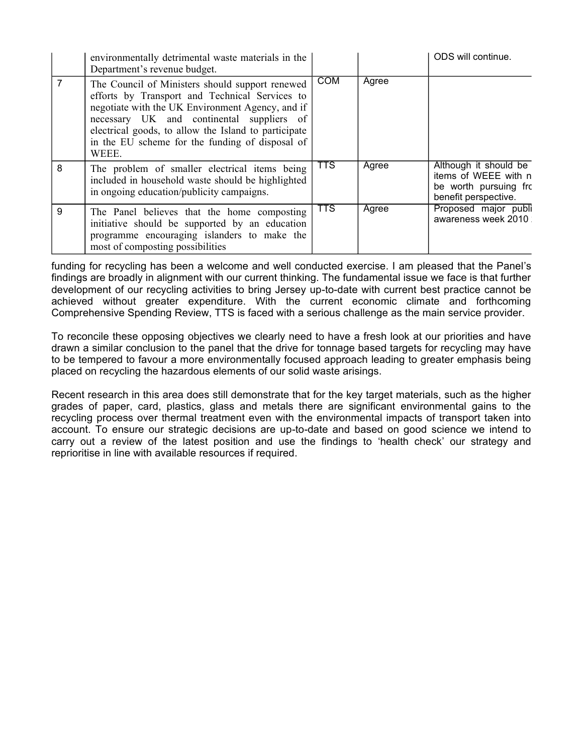| | | | | |
|---|---|---|---|---|
| | environmentally detrimental waste materials in the Department's revenue budget. | | | ODS will continue. |
| 7 | The Council of Ministers should support renewed efforts by Transport and Technical Services to negotiate with the UK Environment Agency, and if necessary UK and continental suppliers of electrical goods, to allow the Island to participate in the EU scheme for the funding of disposal of WEEE. | COM | Agree | |
| 8 | The problem of smaller electrical items being included in household waste should be highlighted in ongoing education/publicity campaigns. | TTS | Agree | Although it should be items of WEEE with n be worth pursuing frc benefit perspective. |
| 9 | The Panel believes that the home composting initiative should be supported by an education programme encouraging islanders to make the most of composting possibilities | TTS | Agree | Proposed major publi awareness week 2010 |

funding for recycling has been a welcome and well conducted exercise. I am pleased that the Panel's findings are broadly in alignment with our current thinking. The fundamental issue we face is that further development of our recycling activities to bring Jersey up-to-date with current best practice cannot be achieved without greater expenditure. With the current economic climate and forthcoming Comprehensive Spending Review, TTS is faced with a serious challenge as the main service provider.

To reconcile these opposing objectives we clearly need to have a fresh look at our priorities and have drawn a similar conclusion to the panel that the drive for tonnage based targets for recycling may have to be tempered to favour a more environmentally focused approach leading to greater emphasis being placed on recycling the hazardous elements of our solid waste arisings.

Recent research in this area does still demonstrate that for the key target materials, such as the higher grades of paper, card, plastics, glass and metals there are significant environmental gains to the recycling process over thermal treatment even with the environmental impacts of transport taken into account. To ensure our strategic decisions are up-to-date and based on good science we intend to carry out a review of the latest position and use the findings to 'health check' our strategy and reprioritise in line with available resources if required.